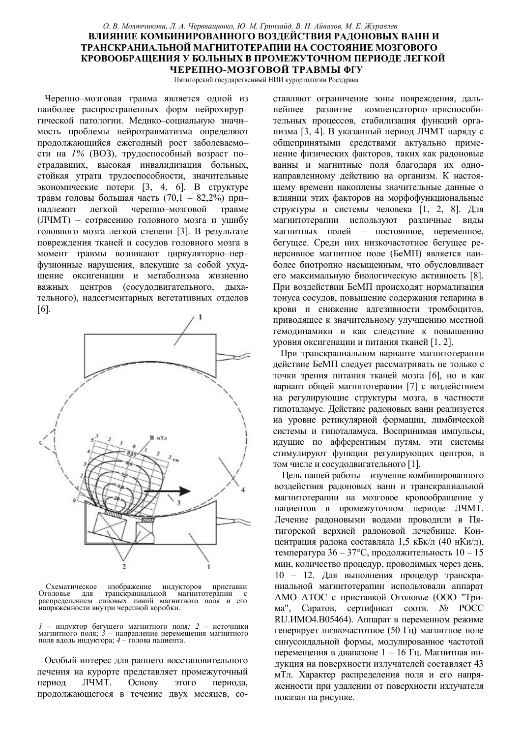*О. В. Молявчикова, Л. А. Червващенко, Ю. М. Гринзайд, В. Н. Айвазов, М. Е. Журавлев*

# ВЛИЯНИЕ КОМБИНИРОВАННОГО ВОЗДЕЙСТВИЯ РАДОНОВЫХ ВАНН И ТРАНСКРАНИАЛЬНОЙ МАГНИТОТЕРАПИИ НА СОСТОЯНИЕ МОЗГОВОГО КРОВООБРАЩЕНИЯ У БОЛЬНЫХ В ПРОМЕЖУТОЧНОМ ПЕРИОДЕ ЛЕГКОЙ ЧЕРЕПНО-МОЗГОВОЙ ТРАВМЫ ФГУ

Пятигорский государственный НИИ курортологии Росздрава

Черепно–мозговая травма является одной из наиболее распространенных форм нейрохирургической патологии. Медико–социальную значимость проблемы нейротравматизма определяют продолжающийся ежегодный рост заболеваемости на *1%* (ВОЗ), трудоспособный возраст пострадавших, высокая инвалидизация больных, стойкая утрата трудоспособности, значительные экономические потери [3, 4, 6]. В структуре травм головы большая часть (70,1 – 82,2%) принадлежит легкой черепно–мозговой травме (ЛЧМТ) – сотрясению головного мозга и ушибу головного мозга легкой степени [3]. В результате повреждения тканей и сосудов головного мозга в момент травмы возникают циркуляторно–перфузионные нарушения, влекущие за собой ухудшение оксигенации и метаболизма жизненно важных центров (сосудодвигательного, дыхательного), надсегментарных вегетативных отделов [6].

Схематическое изображение индукторов приставки Оголовье для транскраниальной магнитотерапии с распределением силовых линий магнитного поля и его напряженности внутри черепной коробки.

*1* – индуктор бегущего магнитного поля*; 2* – источники магнитного поля; *3* – направление перемещения магнитного поля вдоль индуктора; *4* – голова пациента.

Особый интерес для раннего восстановительного лечения на курорте представляет промежуточный период ЛЧМТ. Основу этого периода, продолжающегося в течение двух месяцев, составляют ограничение зоны повреждения, дальнейшее развитие компенсаторно–приспособительных процессов, стабилизация функций организма [3, 4]. В указанный период ЛЧМТ наряду с общепринятыми средствами актуально применение физических факторов, таких как радоновые ванны и магнитные поля благодаря их однонаправленному действию на организм. К настоящему времени накоплены значительные данные о влиянии этих факторов на морфофункциональные структуры и системы человека [1, 2, 8]. Для магнитотерапии используют различные виды магнитных полей – постоянное, переменное, бегущее. Среди них низкочастотное бегущее реверсивное магнитное поле (БеМП) является наиболее биотропно насыщенным, что обусловливает его максимальную биологическую активность [8]. При воздействии БеМП происходят нормализация тонуса сосудов, повышение содержания гепарина в крови и снижение адгезивности тромбоцитов, приводящее к значительному улучшению местной гемодинамики и как следствие к повышению уровня оксигенации и питания тканей [1, 2].

При транскраниальном варианте магнитотерапии действие БеМП следует рассматривать не только с точки зрения питания тканей мозга [6], но и как вариант общей магнитотерапии [7] с воздействием на регулирующие структуры мозга, в частности гипоталамус. Действие радоновых ванн реализуется на уровне ретикулярной формации, лимбической системы и гипоталамуса. Воспринимая импульсы, идущие по афферентным путям, эти системы стимулируют функции регулирующих центров, в том числе и сосудодвигательного [1].

Цель нашей работы – изучение комбинированного воздействия радоновых ванн и транскраниальной магнитотерапии на мозговое кровообращение у пациентов в промежуточном периоде ЛЧМТ. Лечение радоновыми водами проводили в Пятигорской верхней радоновой лечебнице. Концентрация радона составляла 1,5 кБк/л (40 нКи/л), температура 36 – 37°С, продолжительность 10 – 15 мин, количество процедур, проводимых через день, 10 – 12. Для выполнения процедур транскраниальной магнитотерапии использовали аппарат АМО–АТОС с приставкой Оголовье (ООО "Трима", Саратов, сертификат соотв. № РОСС RU.ИМО4.В05464). Аппарат в переменном режиме генерирует низкочастотное (50 Гц) магнитное поле синусоидальной формы, модулированное частотой перемещения в диапазоне 1 – 16 Гц. Магнитная индукция на поверхности излучателей составляет 43 мТл. Характер распределения поля и его напряженности при удалении от поверхности излучателя показан на рисунке.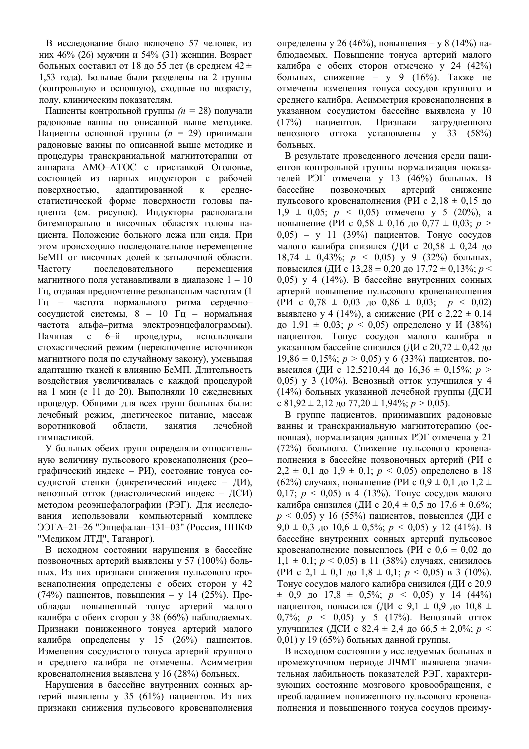В исследование было включено 57 человек, из них 46% (26) мужчин и 54% (31) женщин. Возраст больных составил от 18 до 55 лет (в среднем 42 ± 1,53 года). Больные были разделены на 2 группы (контрольную и основную), сходные по возрасту, полу, клиническим показателям.

Пациенты контрольной группы *(n* = 28) получали радоновые ванны по описанной выше методике. Пациенты основной группы (*n* = 29) принимали радоновые ванны по описанной выше методике и процедуры транскраниальной магнитотерапии от аппарата АМО–АТОС с приставкой Оголовье, состоящей из парных индукторов с рабочей поверхностью, адаптированной к средне-статистической форме поверхности головы пациента (см. рисунок). Индукторы располагали битемпорально в височных областях головы пациента. Положение больного лежа или сидя. При этом происходило последовательное перемещение БеМП от височных долей к затылочной области. Частоту последовательного перемещения магнитного поля устанавливали в диапазоне 1 – 10 Гц, отдавая предпочтение резонансным частотам (1 Гц – частота нормального ритма сердечно–сосудистой системы, 8 – 10 Гц – нормальная частота альфа–ритма электроэнцефалограммы). Начиная с 6–й процедуры, использовали стохастический режим (переключение источников магнитного поля по случайному закону), уменьшая адаптацию тканей к влиянию БеМП. Длительность воздействия увеличивалась с каждой процедурой на 1 мин (с 11 до 20). Выполняли 10 ежедневных процедур. Общими для всех групп больных были: лечебный режим, диетическое питание, массаж воротниковой области, занятия лечебной гимнастикой.

У больных обеих групп определяли относительную величину пульсового кровенаполнения (реографический индекс – РИ), состояние тонуса сосудистой стенки (дикретический индекс – ДИ), венозный отток (диастолический индекс – ДСИ) методом реоэнцефалографии (РЭГ). Для исследования использовали компьютерный комплекс ЭЭГА–21–26 "Энцефалан–131–03" (Россия, НПКФ "Медиком ЛТД", Таганрог).

В исходном состоянии нарушения в бассейне позвоночных артерий выявлены у 57 (100%) больных. Из них признаки снижения пульсового кровенаполнения определены с обеих сторон у 42 (74%) пациентов, повышения – у 14 (25%). Преобладал повышенный тонус артерий малого калибра с обеих сторон у 38 (66%) наблюдаемых. Признаки пониженного тонуса артерий малого калибра определены у 15 (26%) пациентов. Изменения сосудистого тонуса артерий крупного и среднего калибра не отмечены. Асимметрия кровенаполнения выявлена у 16 (28%) больных.

Нарушения в бассейне внутренних сонных артерий выявлены у 35 (61%) пациентов. Из них признаки снижения пульсового кровенаполнения определены у 26 (46%), повышения – у 8 (14%) наблюдаемых. Повышение тонуса артерий малого калибра с обеих сторон отмечено у 24 (42%) больных, снижение – у 9 (16%). Также не отмечены изменения тонуса сосудов крупного и среднего калибра. Асимметрия кровенаполнения в указанном сосудистом бассейне выявлена у 10 (17%) пациентов. Признаки затрудненного венозного оттока установлены у 33 (58%) больных.

В результате проведенного лечения среди пациентов контрольной группы нормализация показателей РЭГ отмечена у 13 (46%) больных. В бассейне позвоночных артерий снижение пульсового кровенаполнения (РИ с 2,18 ± 0,15 до 1,9 ± 0,05; $p < 0,05$) отмечено у 5 (20%), а повышение (РИ с 0,58 ± 0,16 до 0,77 ± 0,03; $p > 0,05$) – у 11 (39%) пациентов. Тонус сосудов малого калибра снизился (ДИ с 20,58 ± 0,24 до 18,74 ± 0,43%; $p < 0,05$) у 9 (32%) больных, повысился (ДИ с 13,28 ± 0,20 до 17,72 ± 0,13%; $p < 0,05$) у 4 (14%). В бассейне внутренних сонных артерий повышение пульсового кровенаполнения (РИ с 0,78 ± 0,03 до 0,86 ± 0,03; $p < 0,02$) выявлено у 4 (14%), а снижение (РИ с 2,22 ± 0,14 до 1,91 ± 0,03; $p < 0,05$) определено у И (38%) пациентов. Тонус сосудов малого калибра в указанном бассейне снизился (ДИ с 20,72 ± 0,42 до 19,86 ± 0,15%; $p > 0,05$) у 6 (33%) пациентов, повысился (ДИ с 12,5210,44 до 16,36 ± 0,15%; $p > 0,05$) у 3 (10%). Венозный отток улучшился у 4 (14%) больных указанной лечебной группы (ДСИ с 81,92 ± 2,12 до 77,20 ± 1,94%; $p > 0,05$).

В группе пациентов, принимавших радоновые ванны и транскраниальную магнитотерапию (основная), нормализация данных РЭГ отмечена у 21 (72%) больного. Снижение пульсового кровенаполнения в бассейне позвоночных артерий (РИ с 2,2 ± 0,1 до 1,9 ± 0,1; $p < 0,05$) определено в 18 (62%) случаях, повышение (РИ с 0,9 ± 0,1 до 1,2 ± 0,17; $p < 0,05$) в 4 (13%). Тонус сосудов малого калибра снизился (ДИ с 20,4 ± 0,5 до 17,6 ± 0,6%; $p < 0,05$) у 16 (55%) пациентов, повысился (ДИ с 9,0 ± 0,3 до 10,6 ± 0,5%; $p < 0,05$) у 12 (41%). В бассейне внутренних сонных артерий пульсовое кровенаполнение повысилось (РИ с 0,6 ± 0,02 до 1,1 ± 0,1; $p < 0,05$) в 11 (38%) случаях, снизилось (РИ с 2,1 ± 0,1 до 1,8 ± 0,1; $p < 0,05$) в 3 (10%). Тонус сосудов малого калибра снизился (ДИ с 20,9 ± 0,9 до 17,8 ± 0,5%; $p < 0,05$) у 14 (44%) пациентов, повысился (ДИ с 9,1 ± 0,9 до 10,8 ± 0,7%; $p < 0,05$) у 5 (17%). Венозный отток улучшился (ДСИ с 82,4 ± 2,4 до 66,5 ± 2,0%; $p < 0,01$) у 19 (65%) больных данной группы.

В исходном состоянии у исследуемых больных в промежуточном периоде ЛЧМТ выявлена значительная лабильность показателей РЭГ, характеризующих состояние мозгового кровообращения, с преобладанием пониженного пульсового кровенаполнения и повышенного тонуса сосудов преиму-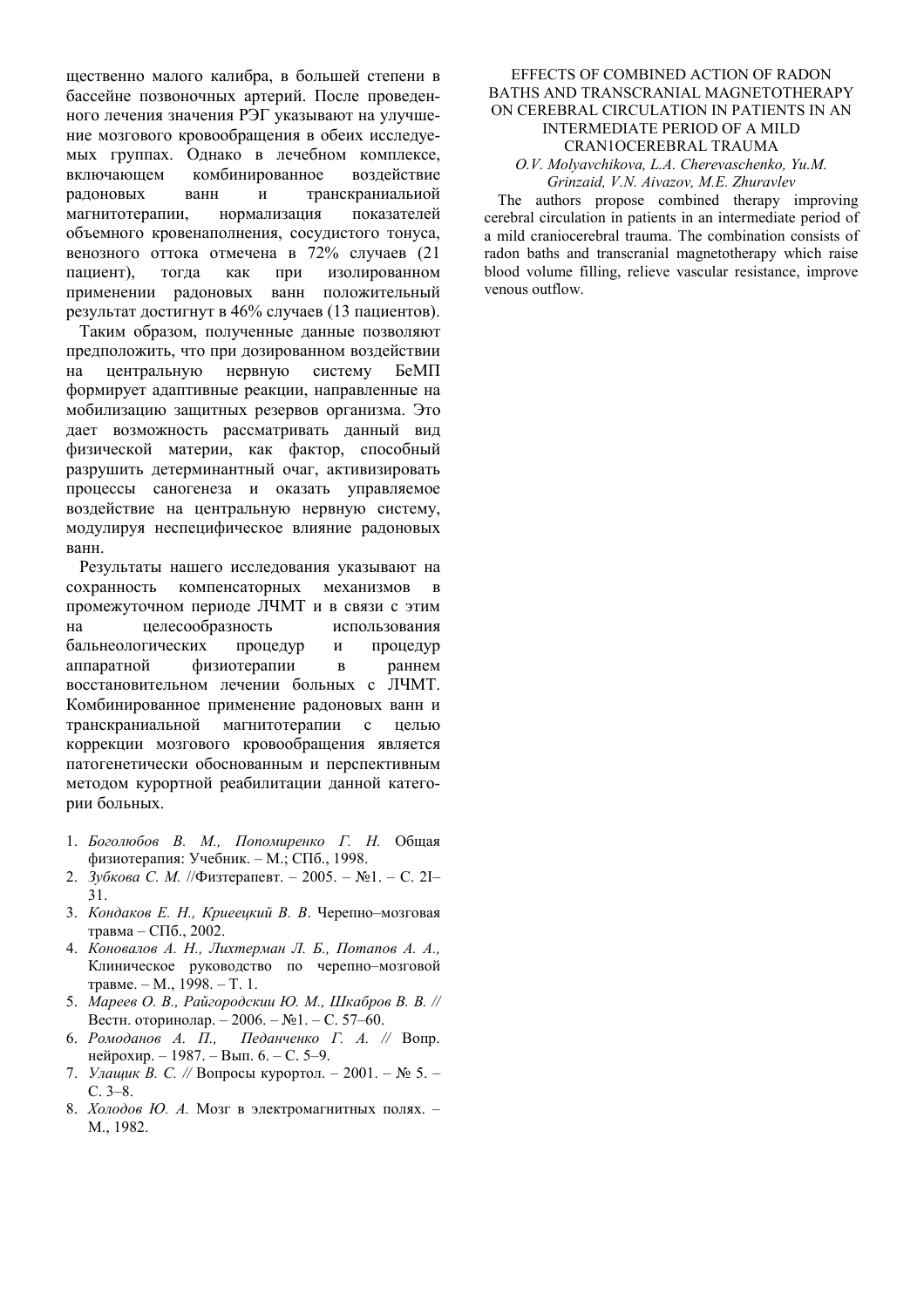щественно малого калибра, в большей степени в бассейне позвоночных артерий. После проведенного лечения значения РЭГ указывают на улучшение мозгового кровообращения в обеих исследуемых группах. Однако в лечебном комплексе, включающем комбинированное воздействие радоновых ванн и транскраниальиой магнитотерапии, нормализация показателей объемного кровенаполнения, сосудистого тонуса, венозного оттока отмечена в 72% случаев (21 пациент), тогда как при изолированном применении радоновых ванн положительный результат достигнут в 46% случаев (13 пациентов).

Таким образом, полученные данные позволяют предположить, что при дозированном воздействии на центральную нервную систему БеМП формирует адаптивные реакции, направленные на мобилизацию защитных резервов организма. Это дает возможность рассматривать данный вид физической материи, как фактор, способный разрушить детерминантный очаг, активизировать процессы саногенеза и оказать управляемое воздействие на центральную нервную систему, модулируя неспецифическое влияние радоновых ванн.

Результаты нашего исследования указывают на сохранность компенсаторных механизмов в промежуточном периоде ЛЧМТ и в связи с этим на целесообразность использования бальнеологических процедур и процедур аппаратной физиотерапии в раннем восстановительном лечении больных с ЛЧМТ. Комбинированное применение радоновых ванн и транскраниальной магнитотерапии с целью коррекции мозгового кровообращения является патогенетически обоснованным и перспективным методом курортной реабилитации данной категории больных.

1. *Боголюбов В. М., Попомиренко Г. Н.* Общая физиотерапия: Учебник. – М.; СПб., 1998.
2. *Зубкова С. М.* //Физтерапевт. – 2005. – №1. – С. 2I–31.
3. *Кондаков Е. Н., Криеецкий В. В*. Черепно–мозговая травма – СПб., 2002.
4. *Коновалов А. Н., Лихтерман Л. Б., Потапов А. А.,* Клиническое руководство по черепно–мозговой травме. – М., 1998. – Т. 1.
5. *Мареев О. В., Райгородскии Ю. М., Шкабров В. В. //* Вестн. оторинолар. – 2006. – №1. – С. 57–60.
6. *Ромоданов А. П., Педанченко Г. А. //* Вопр. нейрохир. – 1987. – Вып. 6. – С. 5–9.
7. *Улащик В. С. //* Вопросы курортол. – 2001. – № 5. – С. 3–8.
8. *Холодов Ю. А.* Мозг в электромагнитных полях. – М., 1982.

## EFFECTS OF COMBINED ACTION OF RADON BATHS AND TRANSCRANIAL MAGNETOTHERAPY ON CEREBRAL CIRCULATION IN PATIENTS IN AN INTERMEDIATE PERIOD OF A MILD CRAN1OCEREBRAL TRAUMA

*O.V. Molyavchikova, L.A. Cherevaschenko, Yu.M. Grinzaid, V.N. Aivazov, M.E. Zhuravlev*

The authors propose combined therapy improving cerebral circulation in patients in an intermediate period of a mild craniocerebral trauma. The combination consists of radon baths and transcranial magnetotherapy which raise blood volume filling, relieve vascular resistance, improve venous outflow.